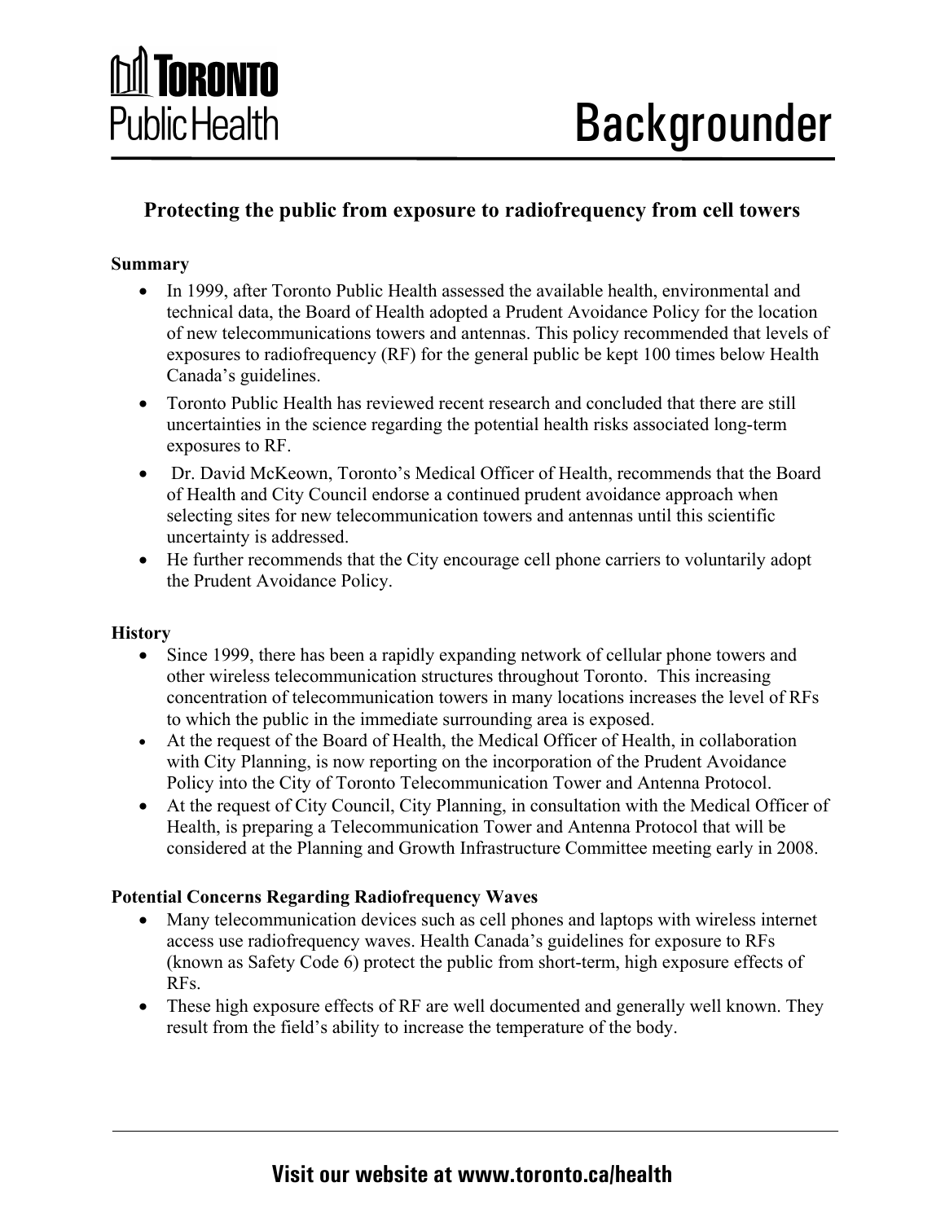# Toronto Public Health

# Backgrounder

## Protecting the public from exposure to radiofrequency from cell towers

**Summary**

- In 1999, after Toronto Public Health assessed the available health, environmental and technical data, the Board of Health adopted a Prudent Avoidance Policy for the location of new telecommunications towers and antennas. This policy recommended that levels of exposures to radiofrequency (RF) for the general public be kept 100 times below Health Canada's guidelines.
- Toronto Public Health has reviewed recent research and concluded that there are still uncertainties in the science regarding the potential health risks associated long-term exposures to RF.
- Dr. David McKeown, Toronto's Medical Officer of Health, recommends that the Board of Health and City Council endorse a continued prudent avoidance approach when selecting sites for new telecommunication towers and antennas until this scientific uncertainty is addressed.
- He further recommends that the City encourage cell phone carriers to voluntarily adopt the Prudent Avoidance Policy.

**History**

- Since 1999, there has been a rapidly expanding network of cellular phone towers and other wireless telecommunication structures throughout Toronto. This increasing concentration of telecommunication towers in many locations increases the level of RFs to which the public in the immediate surrounding area is exposed.
- At the request of the Board of Health, the Medical Officer of Health, in collaboration with City Planning, is now reporting on the incorporation of the Prudent Avoidance Policy into the City of Toronto Telecommunication Tower and Antenna Protocol.
- At the request of City Council, City Planning, in consultation with the Medical Officer of Health, is preparing a Telecommunication Tower and Antenna Protocol that will be considered at the Planning and Growth Infrastructure Committee meeting early in 2008.

**Potential Concerns Regarding Radiofrequency Waves**

- Many telecommunication devices such as cell phones and laptops with wireless internet access use radiofrequency waves. Health Canada's guidelines for exposure to RFs (known as Safety Code 6) protect the public from short-term, high exposure effects of RFs.
- These high exposure effects of RF are well documented and generally well known. They result from the field's ability to increase the temperature of the body.

**Visit our website at www.toronto.ca/health**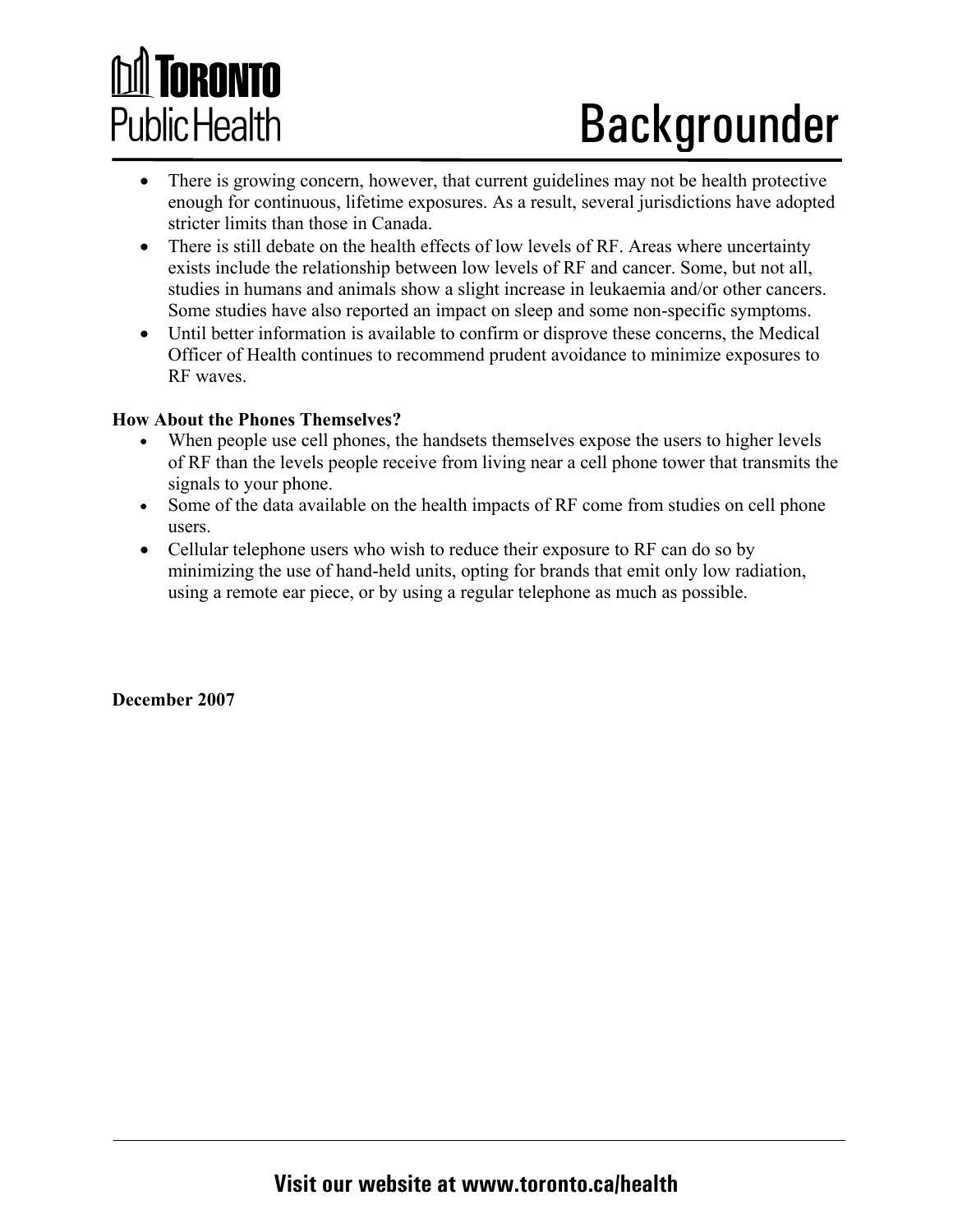- There is growing concern, however, that current guidelines may not be health protective enough for continuous, lifetime exposures. As a result, several jurisdictions have adopted stricter limits than those in Canada.
- There is still debate on the health effects of low levels of RF. Areas where uncertainty exists include the relationship between low levels of RF and cancer. Some, but not all, studies in humans and animals show a slight increase in leukaemia and/or other cancers. Some studies have also reported an impact on sleep and some non-specific symptoms.
- Until better information is available to confirm or disprove these concerns, the Medical Officer of Health continues to recommend prudent avoidance to minimize exposures to RF waves.

**How About the Phones Themselves?**

- When people use cell phones, the handsets themselves expose the users to higher levels of RF than the levels people receive from living near a cell phone tower that transmits the signals to your phone.
- Some of the data available on the health impacts of RF come from studies on cell phone users.
- Cellular telephone users who wish to reduce their exposure to RF can do so by minimizing the use of hand-held units, opting for brands that emit only low radiation, using a remote ear piece, or by using a regular telephone as much as possible.

**December 2007**